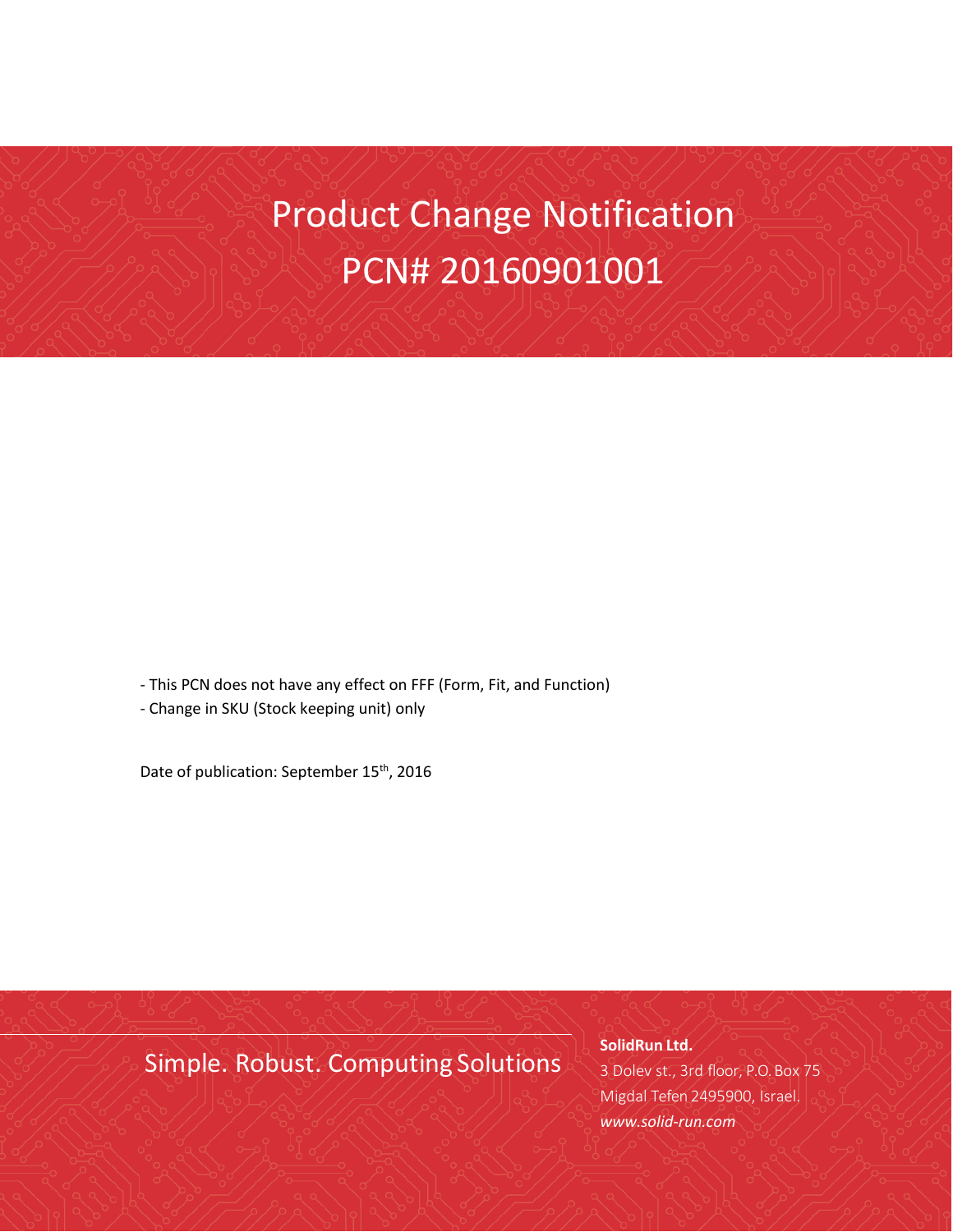# Product Change Notification
# PCN# 20160901001

- This PCN does not have any effect on FFF (Form, Fit, and Function)
- Change in SKU (Stock keeping unit) only

Date of publication: September 15th, 2016

Simple. Robust. Computing Solutions

**SolidRun Ltd.**
3 Dolev st., 3rd floor, P.O. Box 75
Migdal Tefen 2495900, Israel.
*www.solid-run.com*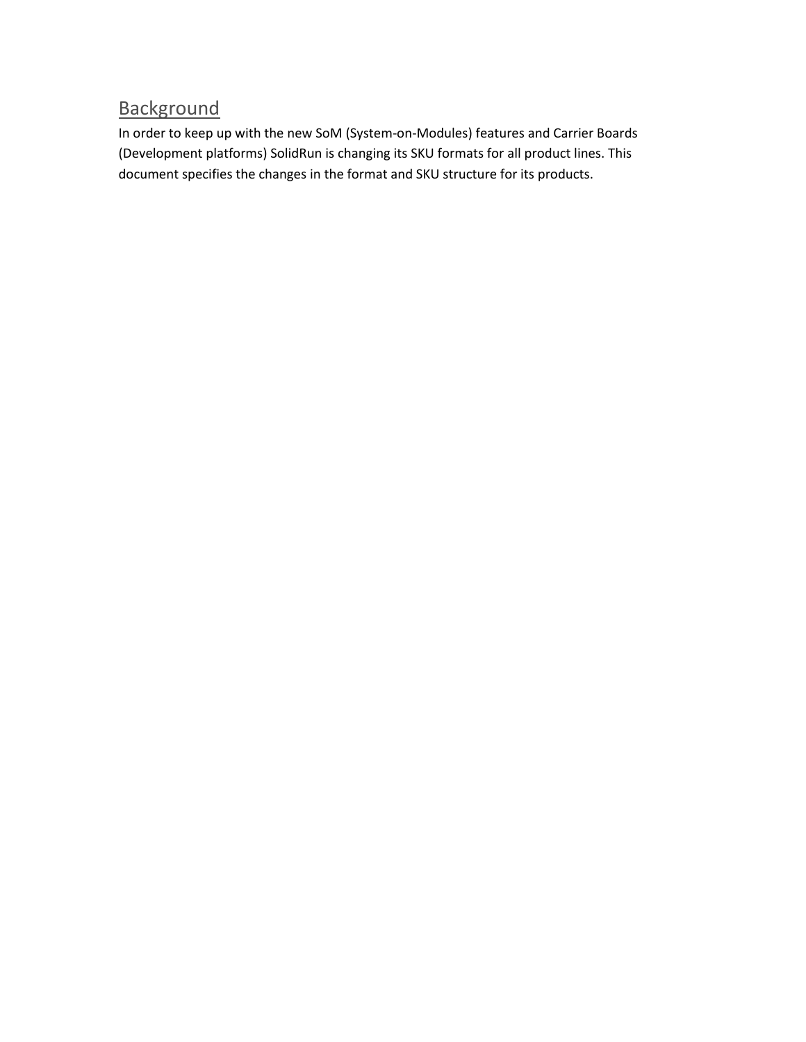## Background

In order to keep up with the new SoM (System-on-Modules) features and Carrier Boards (Development platforms) SolidRun is changing its SKU formats for all product lines. This document specifies the changes in the format and SKU structure for its products.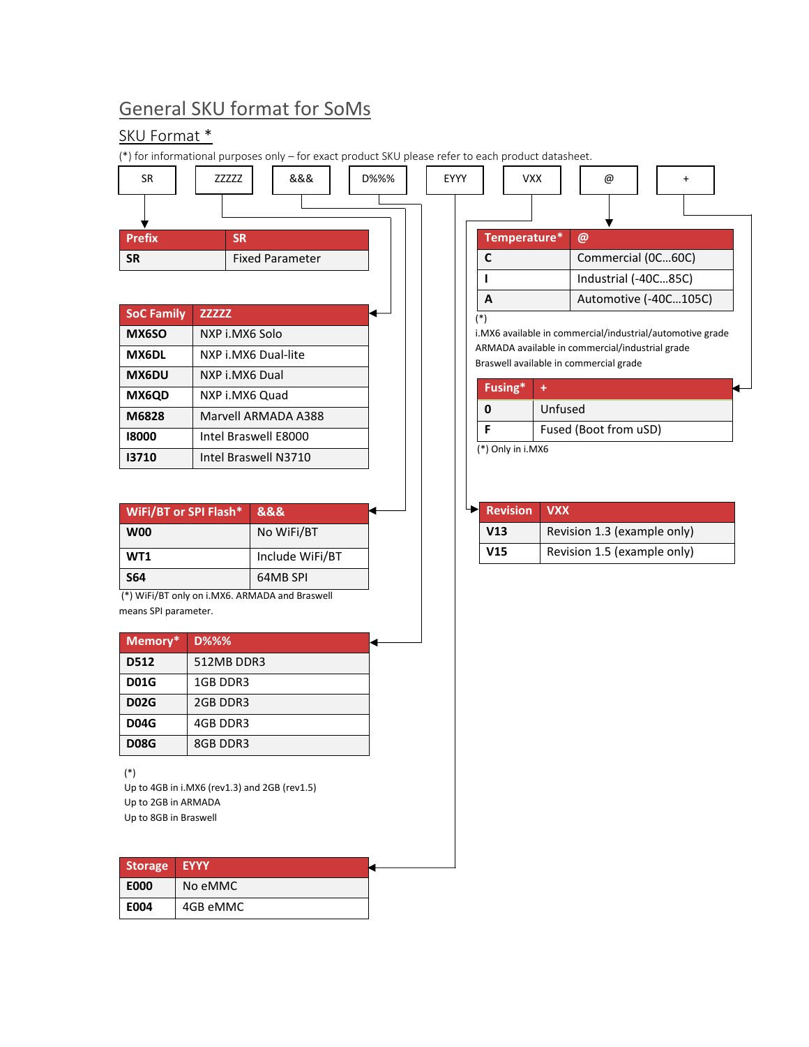# General SKU format for SoMs

## SKU Format *

(*) for informational purposes only – for exact product SKU please refer to each product datasheet.

| SR | ZZZZZ | &&& | D%%% | EYYY | VXX | @ | + |
|---|---|---|---|---|---|---|---|

| Prefix | SR |
|---|---|
| SR | Fixed Parameter |

| SoC Family | ZZZZZ |
|---|---|
| MX6SO | NXP i.MX6 Solo |
| MX6DL | NXP i.MX6 Dual-lite |
| MX6DU | NXP i.MX6 Dual |
| MX6QD | NXP i.MX6 Quad |
| M6828 | Marvell ARMADA A388 |
| I8000 | Intel Braswell E8000 |
| I3710 | Intel Braswell N3710 |

| WiFi/BT or SPI Flash* | &&& |
|---|---|
| W00 | No WiFi/BT |
| WT1 | Include WiFi/BT |
| S64 | 64MB SPI |

(*) WiFi/BT only on i.MX6. ARMADA and Braswell means SPI parameter.

| Memory* | D%%% |
|---|---|
| D512 | 512MB DDR3 |
| D01G | 1GB DDR3 |
| D02G | 2GB DDR3 |
| D04G | 4GB DDR3 |
| D08G | 8GB DDR3 |

(*)
Up to 4GB in i.MX6 (rev1.3) and 2GB (rev1.5)
Up to 2GB in ARMADA
Up to 8GB in Braswell

| Storage | EYYY |
|---|---|
| E000 | No eMMC |
| E004 | 4GB eMMC |

| Temperature* | @ |
|---|---|
| C | Commercial (0C…60C) |
| I | Industrial (-40C…85C) |
| A | Automotive (-40C…105C) |

(*)
i.MX6 available in commercial/industrial/automotive grade
ARMADA available in commercial/industrial grade
Braswell available in commercial grade

| Fusing* | + |
|---|---|
| 0 | Unfused |
| F | Fused (Boot from uSD) |

(*) Only in i.MX6

| Revision | VXX |
|---|---|
| V13 | Revision 1.3 (example only) |
| V15 | Revision 1.5 (example only) |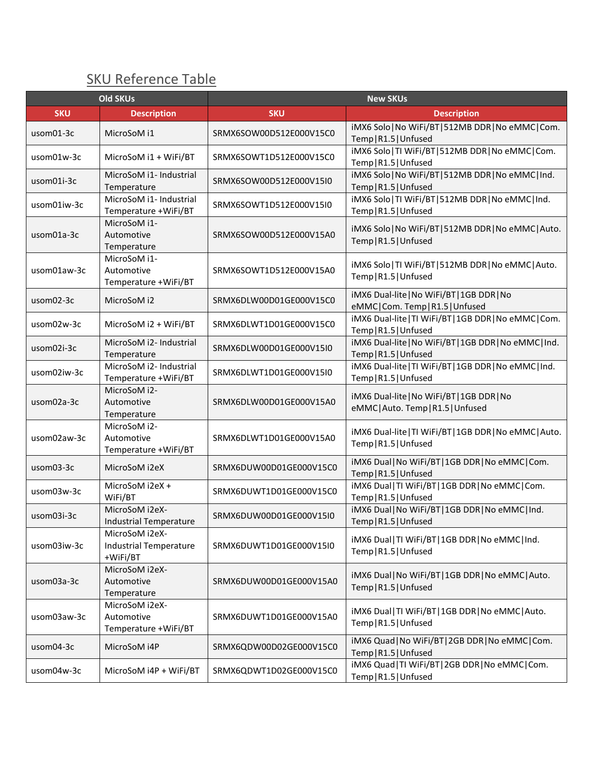## SKU Reference Table

| Old SKUs | | New SKUs | |
|---|---|---|---|
| SKU | Description | SKU | Description |
| usom01-3c | MicroSoM i1 | SRMX6SOW00D512E000V15C0 | iMX6 Solo\|No WiFi/BT\|512MB DDR\|No eMMC\|Com. Temp\|R1.5\|Unfused |
| usom01w-3c | MicroSoM i1 + WiFi/BT | SRMX6SOWT1D512E000V15C0 | iMX6 Solo\|TI WiFi/BT\|512MB DDR\|No eMMC\|Com. Temp\|R1.5\|Unfused |
| usom01i-3c | MicroSoM i1- Industrial Temperature | SRMX6SOW00D512E000V15I0 | iMX6 Solo\|No WiFi/BT\|512MB DDR\|No eMMC\|Ind. Temp\|R1.5\|Unfused |
| usom01iw-3c | MicroSoM i1- Industrial Temperature +WiFi/BT | SRMX6SOWT1D512E000V15I0 | iMX6 Solo\|TI WiFi/BT\|512MB DDR\|No eMMC\|Ind. Temp\|R1.5\|Unfused |
| usom01a-3c | MicroSoM i1- Automotive Temperature | SRMX6SOW00D512E000V15A0 | iMX6 Solo\|No WiFi/BT\|512MB DDR\|No eMMC\|Auto. Temp\|R1.5\|Unfused |
| usom01aw-3c | MicroSoM i1- Automotive Temperature +WiFi/BT | SRMX6SOWT1D512E000V15A0 | iMX6 Solo\|TI WiFi/BT\|512MB DDR\|No eMMC\|Auto. Temp\|R1.5\|Unfused |
| usom02-3c | MicroSoM i2 | SRMX6DLW00D01GE000V15C0 | iMX6 Dual-lite\|No WiFi/BT\|1GB DDR\|No eMMC\|Com. Temp\|R1.5\|Unfused |
| usom02w-3c | MicroSoM i2 + WiFi/BT | SRMX6DLWT1D01GE000V15C0 | iMX6 Dual-lite\|TI WiFi/BT\|1GB DDR\|No eMMC\|Com. Temp\|R1.5\|Unfused |
| usom02i-3c | MicroSoM i2- Industrial Temperature | SRMX6DLW00D01GE000V15I0 | iMX6 Dual-lite\|No WiFi/BT\|1GB DDR\|No eMMC\|Ind. Temp\|R1.5\|Unfused |
| usom02iw-3c | MicroSoM i2- Industrial Temperature +WiFi/BT | SRMX6DLWT1D01GE000V15I0 | iMX6 Dual-lite\|TI WiFi/BT\|1GB DDR\|No eMMC\|Ind. Temp\|R1.5\|Unfused |
| usom02a-3c | MicroSoM i2- Automotive Temperature | SRMX6DLW00D01GE000V15A0 | iMX6 Dual-lite\|No WiFi/BT\|1GB DDR\|No eMMC\|Auto. Temp\|R1.5\|Unfused |
| usom02aw-3c | MicroSoM i2- Automotive Temperature +WiFi/BT | SRMX6DLWT1D01GE000V15A0 | iMX6 Dual-lite\|TI WiFi/BT\|1GB DDR\|No eMMC\|Auto. Temp\|R1.5\|Unfused |
| usom03-3c | MicroSoM i2eX | SRMX6DUW00D01GE000V15C0 | iMX6 Dual\|No WiFi/BT\|1GB DDR\|No eMMC\|Com. Temp\|R1.5\|Unfused |
| usom03w-3c | MicroSoM i2eX + WiFi/BT | SRMX6DUWT1D01GE000V15C0 | iMX6 Dual\|TI WiFi/BT\|1GB DDR\|No eMMC\|Com. Temp\|R1.5\|Unfused |
| usom03i-3c | MicroSoM i2eX- Industrial Temperature | SRMX6DUW00D01GE000V15I0 | iMX6 Dual\|No WiFi/BT\|1GB DDR\|No eMMC\|Ind. Temp\|R1.5\|Unfused |
| usom03iw-3c | MicroSoM i2eX- Industrial Temperature +WiFi/BT | SRMX6DUWT1D01GE000V15I0 | iMX6 Dual\|TI WiFi/BT\|1GB DDR\|No eMMC\|Ind. Temp\|R1.5\|Unfused |
| usom03a-3c | MicroSoM i2eX- Automotive Temperature | SRMX6DUW00D01GE000V15A0 | iMX6 Dual\|No WiFi/BT\|1GB DDR\|No eMMC\|Auto. Temp\|R1.5\|Unfused |
| usom03aw-3c | MicroSoM i2eX- Automotive Temperature +WiFi/BT | SRMX6DUWT1D01GE000V15A0 | iMX6 Dual\|TI WiFi/BT\|1GB DDR\|No eMMC\|Auto. Temp\|R1.5\|Unfused |
| usom04-3c | MicroSoM i4P | SRMX6QDW00D02GE000V15C0 | iMX6 Quad\|No WiFi/BT\|2GB DDR\|No eMMC\|Com. Temp\|R1.5\|Unfused |
| usom04w-3c | MicroSoM i4P + WiFi/BT | SRMX6QDWT1D02GE000V15C0 | iMX6 Quad\|TI WiFi/BT\|2GB DDR\|No eMMC\|Com. Temp\|R1.5\|Unfused |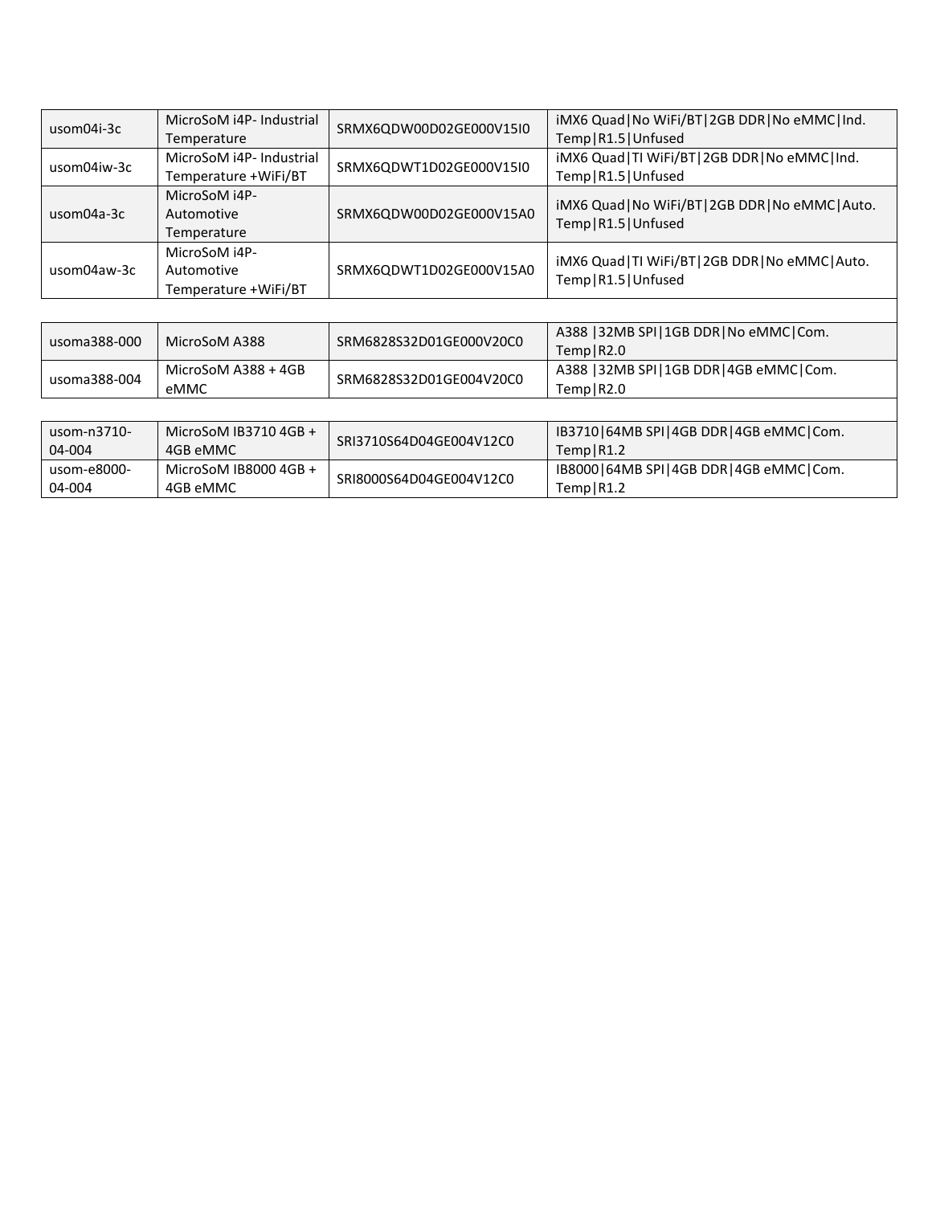| | | | |
|---|---|---|---|
| usom04i-3c | MicroSoM i4P- Industrial Temperature | SRMX6QDW00D02GE000V15I0 | iMX6 Quad\|No WiFi/BT\|2GB DDR\|No eMMC\|Ind. Temp\|R1.5\|Unfused |
| usom04iw-3c | MicroSoM i4P- Industrial Temperature +WiFi/BT | SRMX6QDWT1D02GE000V15I0 | iMX6 Quad\|TI WiFi/BT\|2GB DDR\|No eMMC\|Ind. Temp\|R1.5\|Unfused |
| usom04a-3c | MicroSoM i4P- Automotive Temperature | SRMX6QDW00D02GE000V15A0 | iMX6 Quad\|No WiFi/BT\|2GB DDR\|No eMMC\|Auto. Temp\|R1.5\|Unfused |
| usom04aw-3c | MicroSoM i4P- Automotive Temperature +WiFi/BT | SRMX6QDWT1D02GE000V15A0 | iMX6 Quad\|TI WiFi/BT\|2GB DDR\|No eMMC\|Auto. Temp\|R1.5\|Unfused |
| | | | |
| usoma388-000 | MicroSoM A388 | SRM6828S32D01GE000V20C0 | A388 \|32MB SPI\|1GB DDR\|No eMMC\|Com. Temp\|R2.0 |
| usoma388-004 | MicroSoM A388 + 4GB eMMC | SRM6828S32D01GE004V20C0 | A388 \|32MB SPI\|1GB DDR\|4GB eMMC\|Com. Temp\|R2.0 |
| | | | |
| usom-n3710-04-004 | MicroSoM IB3710 4GB + 4GB eMMC | SRI3710S64D04GE004V12C0 | IB3710\|64MB SPI\|4GB DDR\|4GB eMMC\|Com. Temp\|R1.2 |
| usom-e8000-04-004 | MicroSoM IB8000 4GB + 4GB eMMC | SRI8000S64D04GE004V12C0 | IB8000\|64MB SPI\|4GB DDR\|4GB eMMC\|Com. Temp\|R1.2 |